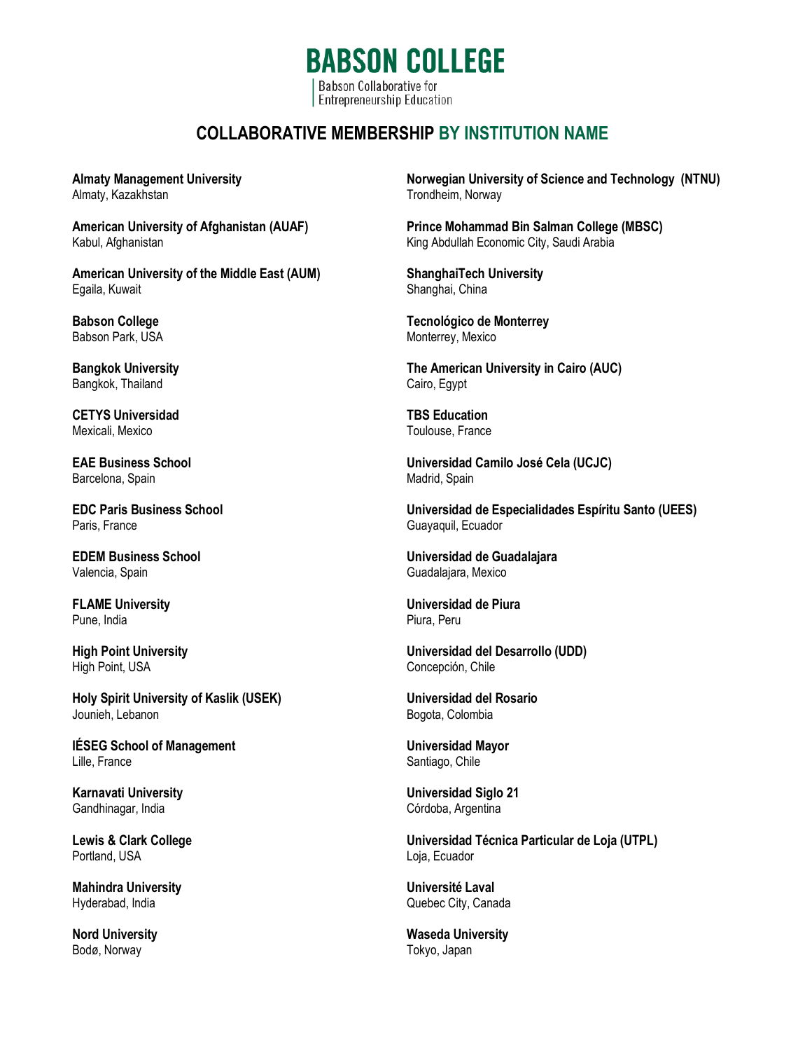# BABSON COLLEGE

Babson Collaborative for Entrepreneurship Education

## COLLABORATIVE MEMBERSHIP BY INSTITUTION NAME

**Almaty Management University**
Almaty, Kazakhstan

**American University of Afghanistan (AUAF)**
Kabul, Afghanistan

**American University of the Middle East (AUM)**
Egaila, Kuwait

**Babson College**
Babson Park, USA

**Bangkok University**
Bangkok, Thailand

**CETYS Universidad**
Mexicali, Mexico

**EAE Business School**
Barcelona, Spain

**EDC Paris Business School**
Paris, France

**EDEM Business School**
Valencia, Spain

**FLAME University**
Pune, India

**High Point University**
High Point, USA

**Holy Spirit University of Kaslik (USEK)**
Jounieh, Lebanon

**IÉSEG School of Management**
Lille, France

**Karnavati University**
Gandhinagar, India

**Lewis & Clark College**
Portland, USA

**Mahindra University**
Hyderabad, India

**Nord University**
Bodø, Norway

**Norwegian University of Science and Technology (NTNU)**
Trondheim, Norway

**Prince Mohammad Bin Salman College (MBSC)**
King Abdullah Economic City, Saudi Arabia

**ShanghaiTech University**
Shanghai, China

**Tecnológico de Monterrey**
Monterrey, Mexico

**The American University in Cairo (AUC)**
Cairo, Egypt

**TBS Education**
Toulouse, France

**Universidad Camilo José Cela (UCJC)**
Madrid, Spain

**Universidad de Especialidades Espíritu Santo (UEES)**
Guayaquil, Ecuador

**Universidad de Guadalajara**
Guadalajara, Mexico

**Universidad de Piura**
Piura, Peru

**Universidad del Desarrollo (UDD)**
Concepción, Chile

**Universidad del Rosario**
Bogota, Colombia

**Universidad Mayor**
Santiago, Chile

**Universidad Siglo 21**
Córdoba, Argentina

**Universidad Técnica Particular de Loja (UTPL)**
Loja, Ecuador

**Université Laval**
Quebec City, Canada

**Waseda University**
Tokyo, Japan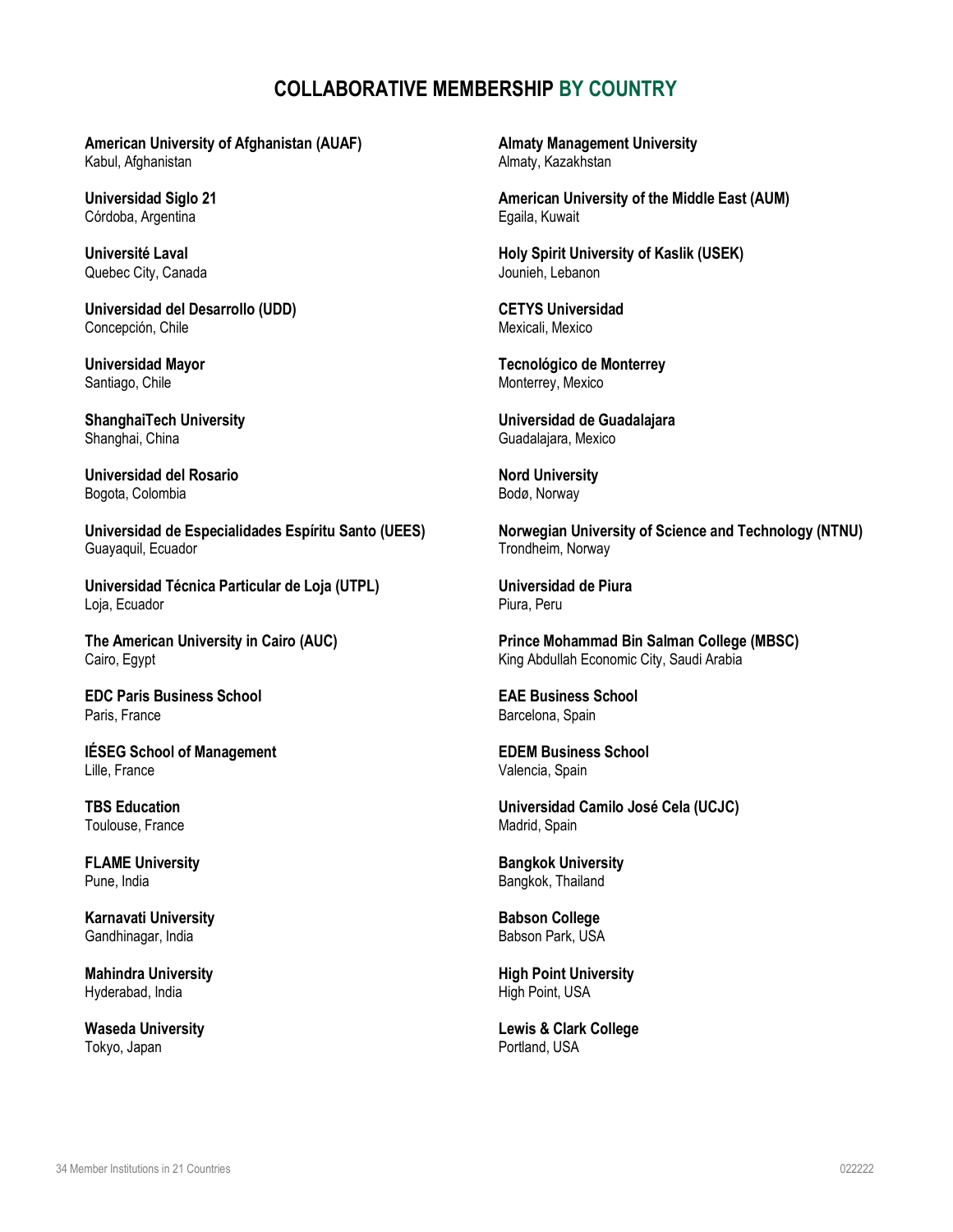# COLLABORATIVE MEMBERSHIP BY COUNTRY

**American University of Afghanistan (AUAF)**
Kabul, Afghanistan

**Universidad Siglo 21**
Córdoba, Argentina

**Université Laval**
Quebec City, Canada

**Universidad del Desarrollo (UDD)**
Concepción, Chile

**Universidad Mayor**
Santiago, Chile

**ShanghaiTech University**
Shanghai, China

**Universidad del Rosario**
Bogota, Colombia

**Universidad de Especialidades Espíritu Santo (UEES)**
Guayaquil, Ecuador

**Universidad Técnica Particular de Loja (UTPL)**
Loja, Ecuador

**The American University in Cairo (AUC)**
Cairo, Egypt

**EDC Paris Business School**
Paris, France

**IÉSEG School of Management**
Lille, France

**TBS Education**
Toulouse, France

**FLAME University**
Pune, India

**Karnavati University**
Gandhinagar, India

**Mahindra University**
Hyderabad, India

**Waseda University**
Tokyo, Japan

**Almaty Management University**
Almaty, Kazakhstan

**American University of the Middle East (AUM)**
Egaila, Kuwait

**Holy Spirit University of Kaslik (USEK)**
Jounieh, Lebanon

**CETYS Universidad**
Mexicali, Mexico

**Tecnológico de Monterrey**
Monterrey, Mexico

**Universidad de Guadalajara**
Guadalajara, Mexico

**Nord University**
Bodø, Norway

**Norwegian University of Science and Technology (NTNU)**
Trondheim, Norway

**Universidad de Piura**
Piura, Peru

**Prince Mohammad Bin Salman College (MBSC)**
King Abdullah Economic City, Saudi Arabia

**EAE Business School**
Barcelona, Spain

**EDEM Business School**
Valencia, Spain

**Universidad Camilo José Cela (UCJC)**
Madrid, Spain

**Bangkok University**
Bangkok, Thailand

**Babson College**
Babson Park, USA

**High Point University**
High Point, USA

**Lewis & Clark College**
Portland, USA

34 Member Institutions in 21 Countries

022222